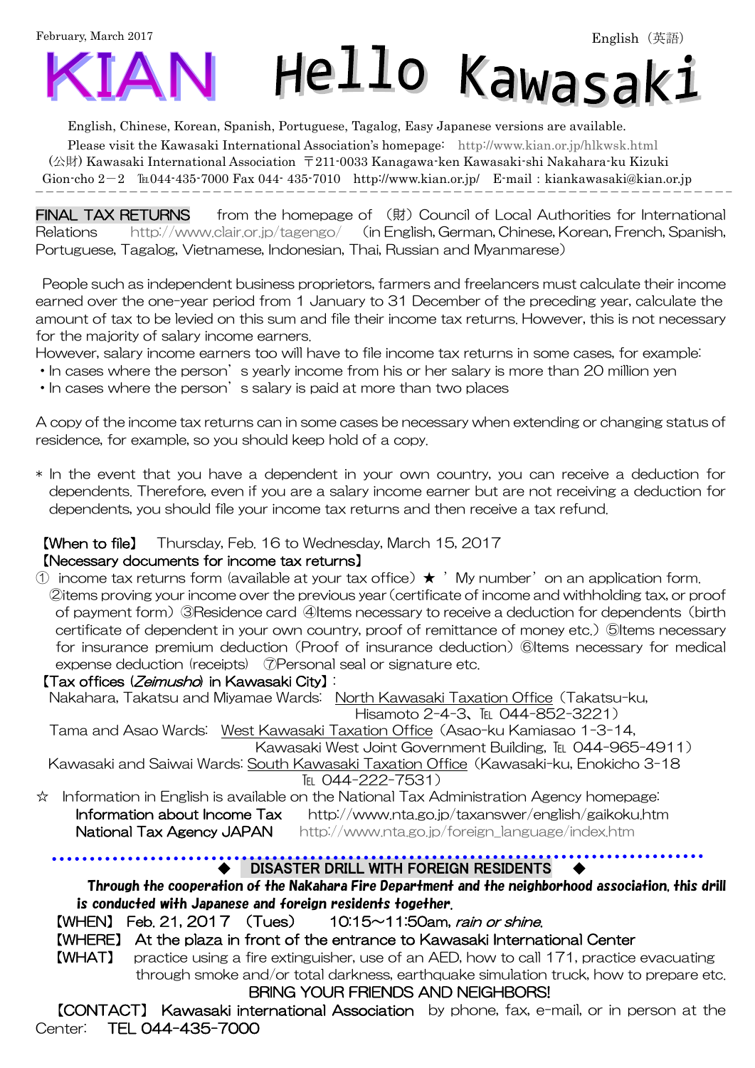February, March 2017

English（英語）

# KIAN Hello Kawasaki

English, Chinese, Korean, Spanish, Portuguese, Tagalog, Easy Japanese versions are available.

Please visit the Kawasaki International Association's homepage: http://www.kian.or.jp/hlkwsk.html

(公財) Kawasaki International Association 〒211-0033 Kanagawa-ken Kawasaki-shi Nakahara-ku Kizuki Gion-cho 2－2 TEL 044-435-7000 Fax 044- 435-7010 http://www.kian.or.jp/ E-mail : kiankawasaki@kian.or.jp

---

## FINAL TAX RETURNS

from the homepage of （財）Council of Local Authorities for International Relations http://www.clair.or.jp/tagengo/ （in English, German, Chinese, Korean, French, Spanish, Portuguese, Tagalog, Vietnamese, Indonesian, Thai, Russian and Myanmarese）

People such as independent business proprietors, farmers and freelancers must calculate their income earned over the one-year period from 1 January to 31 December of the preceding year, calculate the amount of tax to be levied on this sum and file their income tax returns. However, this is not necessary for the majority of salary income earners.

However, salary income earners too will have to file income tax returns in some cases, for example:

- In cases where the person's yearly income from his or her salary is more than 20 million yen
- In cases where the person's salary is paid at more than two places

A copy of the income tax returns can in some cases be necessary when extending or changing status of residence, for example, so you should keep hold of a copy.

＊ In the event that you have a dependent in your own country, you can receive a deduction for dependents. Therefore, even if you are a salary income earner but are not receiving a deduction for dependents, you should file your income tax returns and then receive a tax refund.

**【When to file】** Thursday, Feb. 16 to Wednesday, March 15, 2017

**【Necessary documents for income tax returns】**

① income tax returns form (available at your tax office) ★ ' My number' on an application form. ②items proving your income over the previous year (certificate of income and withholding tax, or proof of payment form) ③Residence card ④Items necessary to receive a deduction for dependents (birth certificate of dependent in your own country, proof of remittance of money etc.) ⑤Items necessary for insurance premium deduction (Proof of insurance deduction) ⑥Items necessary for medical expense deduction (receipts) ⑦Personal seal or signature etc.

**【Tax offices (*Zeimusho*) in Kawasaki City】:**

Nakahara, Takatsu and Miyamae Wards: North Kawasaki Taxation Office（Takatsu-ku, Hisamoto 2-4-3、TEL 044-852-3221）

Tama and Asao Wards: West Kawasaki Taxation Office（Asao-ku Kamiasao 1-3-14, Kawasaki West Joint Government Building, TEL 044-965-4911）

Kawasaki and Saiwai Wards: South Kawasaki Taxation Office（Kawasaki-ku, Enokicho 3-18 TEL 044-222-7531）

☆ Information in English is available on the National Tax Administration Agency homepage:

Information about Income Tax http://www.nta.go.jp/taxanswer/english/gaikoku.htm

National Tax Agency JAPAN http://www.nta.go.jp/foreign_language/index.htm

---

## ◆ DISASTER DRILL WITH FOREIGN RESIDENTS ◆

***Through the cooperation of the Nakahara Fire Department and the neighborhood association, this drill is conducted with Japanese and foreign residents together.***

【WHEN】 Feb. 21, 2017 (Tues) 10:15～11:50am, *rain or shine*.

【WHERE】 At the plaza in front of the entrance to Kawasaki International Center

【WHAT】 practice using a fire extinguisher, use of an AED, how to call 171, practice evacuating through smoke and/or total darkness, earthquake simulation truck, how to prepare etc.

BRING YOUR FRIENDS AND NEIGHBORS!

【CONTACT】 Kawasaki international Association by phone, fax, e-mail, or in person at the Center: TEL 044-435-7000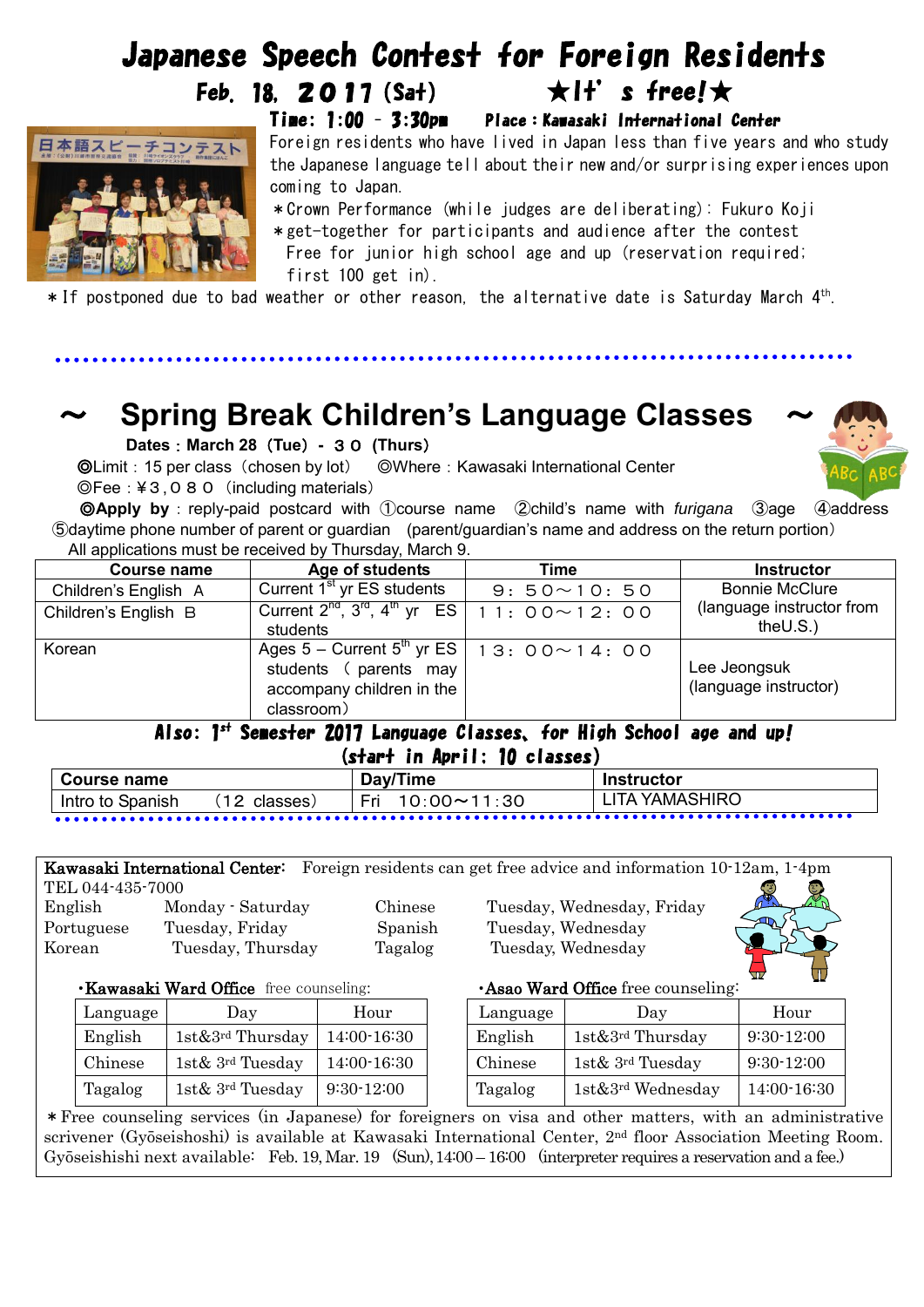# Japanese Speech Contest for Foreign Residents

## Feb. 18, 2017 (Sat) ★It's free!★

**Time: 1:00 – 3:30pm** **Place : Kawasaki International Center**

Foreign residents who have lived in Japan less than five years and who study the Japanese language tell about their new and/or surprising experiences upon coming to Japan.

*Crown Performance (while judges are deliberating): Fukuro Koji

*get-together for participants and audience after the contest Free for junior high school age and up (reservation required; first 100 get in).

*If postponed due to bad weather or other reason, the alternative date is Saturday March 4th.

# ～ Spring Break Children's Language Classes ～

**Dates : March 28 (Tue) - 30 (Thurs)**

◎Limit : 15 per class (chosen by lot) ◎Where : Kawasaki International Center

◎Fee : ¥3,080 (including materials)

**◎Apply by** : reply-paid postcard with ①course name ②child's name with *furigana* ③age ④address ⑤daytime phone number of parent or guardian (parent/guardian's name and address on the return portion)

All applications must be received by Thursday, March 9.

| Course name | Age of students | Time | Instructor |
|---|---|---|---|
| Children's English A | Current 1st yr ES students | 9：50～10：50 | Bonnie McClure (language instructor from theU.S.) |
| Children's English B | Current 2nd, 3rd, 4th yr ES students | 11：00～12：00 | |
| Korean | Ages 5 – Current 5th yr ES students (parents may accompany children in the classroom) | 13：00～14：00 | Lee Jeongsuk (language instructor) |

**Also: 1st Semester 2017 Language Classes, for High School age and up! (start in April: 10 classes)**

| Course name | Day/Time | Instructor |
|---|---|---|
| Intro to Spanish (12 classes) | Fri 10:00～11:30 | LITA YAMASHIRO |

**Kawasaki International Center:** Foreign residents can get free advice and information 10-12am, 1-4pm

TEL 044-435-7000

| | | | |
|---|---|---|---|
| English | Monday - Saturday | Chinese | Tuesday, Wednesday, Friday |
| Portuguese | Tuesday, Friday | Spanish | Tuesday, Wednesday |
| Korean | Tuesday, Thursday | Tagalog | Tuesday, Wednesday |

**・Kawasaki Ward Office** free counseling:

| Language | Day | Hour |
|---|---|---|
| English | 1st&3rd Thursday | 14:00-16:30 |
| Chinese | 1st& 3rd Tuesday | 14:00-16:30 |
| Tagalog | 1st& 3rd Tuesday | 9:30-12:00 |

**・Asao Ward Office** free counseling:

| Language | Day | Hour |
|---|---|---|
| English | 1st&3rd Thursday | 9:30-12:00 |
| Chinese | 1st& 3rd Tuesday | 9:30-12:00 |
| Tagalog | 1st&3rd Wednesday | 14:00-16:30 |

*Free counseling services (in Japanese) for foreigners on visa and other matters, with an administrative scrivener (Gyōseishoshi) is available at Kawasaki International Center, 2nd floor Association Meeting Room. Gyōseishishi next available: Feb. 19, Mar. 19 (Sun), 14:00 – 16:00 (interpreter requires a reservation and a fee.)